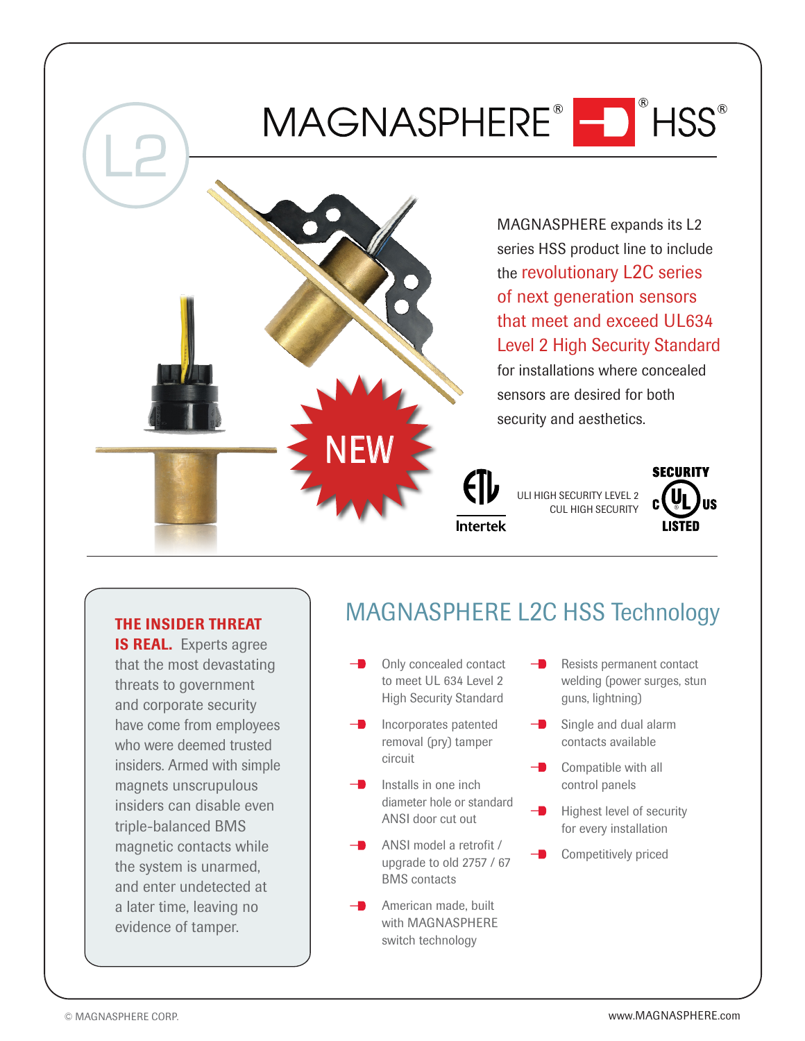# MAGNASPHERE® HSS®

L2

NEW

MAGNASPHERE expands its L2 series HSS product line to include the revolutionary L2C series of next generation sensors that meet and exceed UL634 Level 2 High Security Standard for installations where concealed sensors are desired for both security and aesthetics.

Intertek

ULI HIGH SECURITY LEVEL 2
CUL HIGH SECURITY

SECURITY c UL us LISTED

**THE INSIDER THREAT IS REAL.** Experts agree that the most devastating threats to government and corporate security have come from employees who were deemed trusted insiders. Armed with simple magnets unscrupulous insiders can disable even triple-balanced BMS magnetic contacts while the system is unarmed, and enter undetected at a later time, leaving no evidence of tamper.

## MAGNASPHERE L2C HSS Technology

- Only concealed contact to meet UL 634 Level 2 High Security Standard
- Incorporates patented removal (pry) tamper circuit
- Installs in one inch diameter hole or standard ANSI door cut out
- ANSI model a retrofit / upgrade to old 2757 / 67 BMS contacts
- American made, built with MAGNASPHERE switch technology
- Resists permanent contact welding (power surges, stun guns, lightning)
- Single and dual alarm contacts available
- Compatible with all control panels
- Highest level of security for every installation
- Competitively priced

© MAGNASPHERE CORP.

www.MAGNASPHERE.com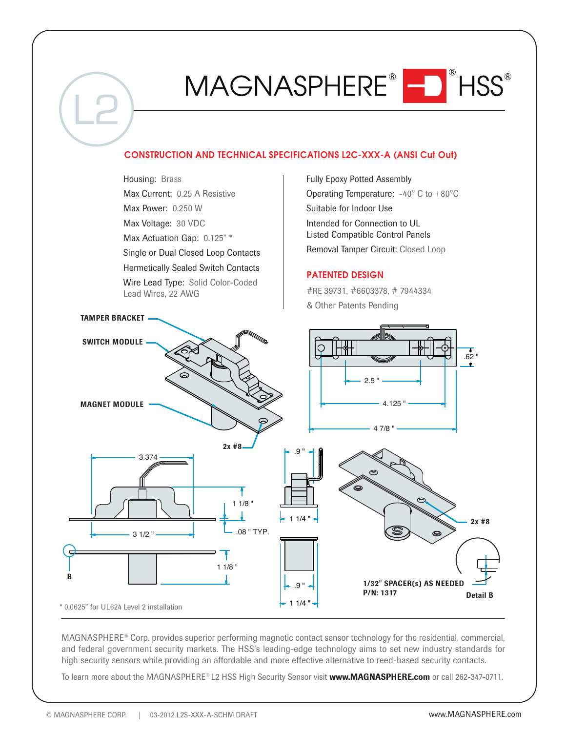# MAGNASPHERE® HSS®

L2

## CONSTRUCTION AND TECHNICAL SPECIFICATIONS L2C-XXX-A (ANSI Cut Out)

Housing: Brass

Max Current: 0.25 A Resistive

Max Power: 0.250 W

Max Voltage: 30 VDC

Max Actuation Gap: 0.125" *

Single or Dual Closed Loop Contacts

Hermetically Sealed Switch Contacts

Wire Lead Type: Solid Color-Coded Lead Wires, 22 AWG

Fully Epoxy Potted Assembly

Operating Temperature: -40° C to +80°C

Suitable for Indoor Use

Intended for Connection to UL Listed Compatible Control Panels

Removal Tamper Circuit: Closed Loop

## PATENTED DESIGN

#RE 39731, #6603378, # 7944334

& Other Patents Pending

TAMPER BRACKET

SWITCH MODULE

MAGNET MODULE

2x #8

.62 "

2.5 "

4.125 "

4 7/8 "

3.374

1 1/8 "

.08 " TYP.

3 1/2 "

B

1 1/8 "

.9 "

1 1/4 "

.9 "

1 1/4 "

2x #8

1/32" SPACER(s) AS NEEDED
P/N: 1317

Detail B

* 0.0625" for UL624 Level 2 installation

MAGNASPHERE® Corp. provides superior performing magnetic contact sensor technology for the residential, commercial, and federal government security markets. The HSS's leading-edge technology aims to set new industry standards for high security sensors while providing an affordable and more effective alternative to reed-based security contacts.

To learn more about the MAGNASPHERE® L2 HSS High Security Sensor visit **www.MAGNASPHERE.com** or call 262-347-0711.

© MAGNASPHERE CORP. | 03-2012 L2S-XXX-A-SCHM DRAFT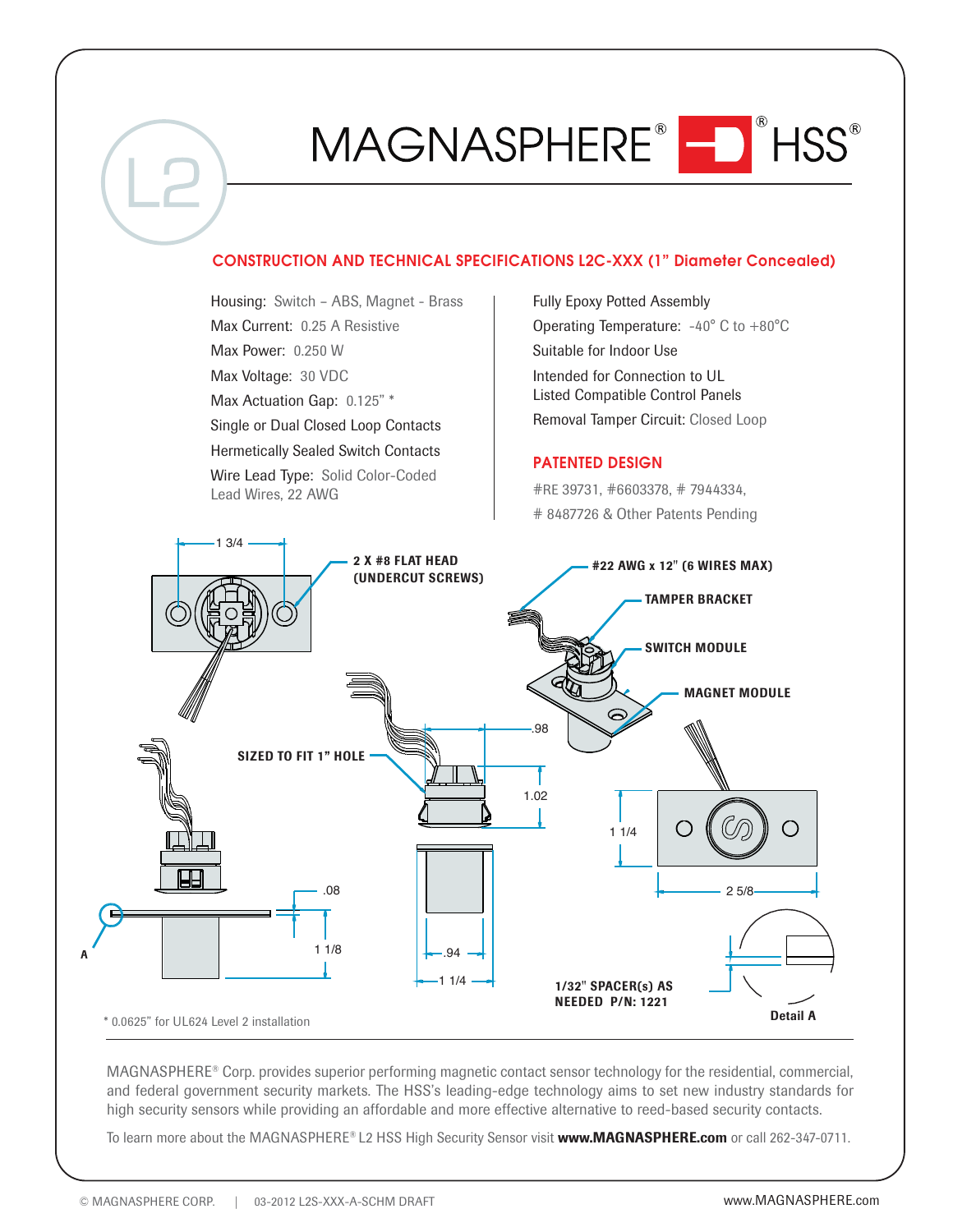# MAGNASPHERE® HSS®

L2

## CONSTRUCTION AND TECHNICAL SPECIFICATIONS L2C-XXX (1" Diameter Concealed)

Housing: Switch – ABS, Magnet - Brass

Max Current: 0.25 A Resistive

Max Power: 0.250 W

Max Voltage: 30 VDC

Max Actuation Gap: 0.125" *

Single or Dual Closed Loop Contacts

Hermetically Sealed Switch Contacts

Wire Lead Type: Solid Color-Coded Lead Wires, 22 AWG

Fully Epoxy Potted Assembly

Operating Temperature: -40° C to +80°C

Suitable for Indoor Use

Intended for Connection to UL Listed Compatible Control Panels

Removal Tamper Circuit: Closed Loop

## PATENTED DESIGN

#RE 39731, #6603378, # 7944334, # 8487726 & Other Patents Pending

1 3/4

2 X #8 FLAT HEAD (UNDERCUT SCREWS)

#22 AWG x 12" (6 WIRES MAX)

TAMPER BRACKET

SWITCH MODULE

MAGNET MODULE

.98

SIZED TO FIT 1" HOLE

1.02

1 1/4

2 5/8

.08

1 1/8

.94

1 1/4

A

1/32" SPACER(s) AS NEEDED P/N: 1221

Detail A

* 0.0625" for UL624 Level 2 installation

MAGNASPHERE® Corp. provides superior performing magnetic contact sensor technology for the residential, commercial, and federal government security markets. The HSS's leading-edge technology aims to set new industry standards for high security sensors while providing an affordable and more effective alternative to reed-based security contacts.

To learn more about the MAGNASPHERE® L2 HSS High Security Sensor visit **www.MAGNASPHERE.com** or call 262-347-0711.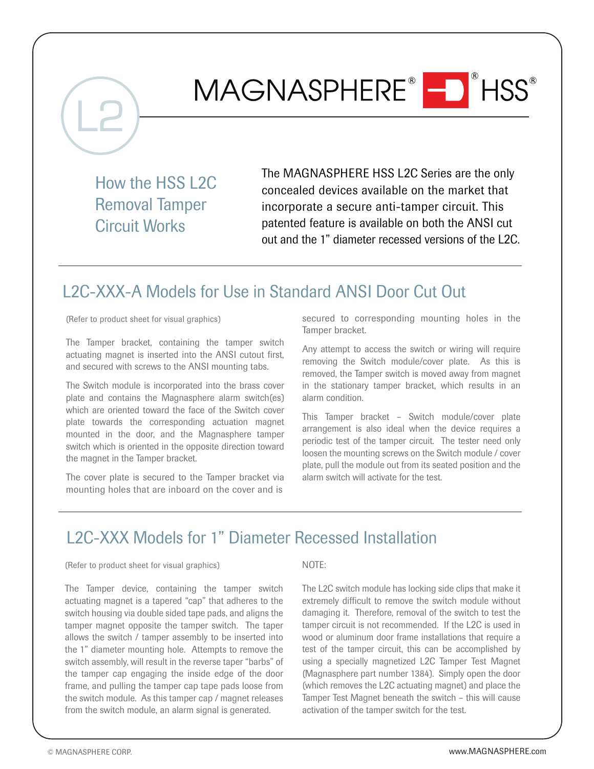L2

# MAGNASPHERE® HSS®

## How the HSS L2C Removal Tamper Circuit Works

The MAGNASPHERE HSS L2C Series are the only concealed devices available on the market that incorporate a secure anti-tamper circuit. This patented feature is available on both the ANSI cut out and the 1" diameter recessed versions of the L2C.

## L2C-XXX-A Models for Use in Standard ANSI Door Cut Out

(Refer to product sheet for visual graphics)

The Tamper bracket, containing the tamper switch actuating magnet is inserted into the ANSI cutout first, and secured with screws to the ANSI mounting tabs.

The Switch module is incorporated into the brass cover plate and contains the Magnasphere alarm switch(es) which are oriented toward the face of the Switch cover plate towards the corresponding actuation magnet mounted in the door, and the Magnasphere tamper switch which is oriented in the opposite direction toward the magnet in the Tamper bracket.

The cover plate is secured to the Tamper bracket via mounting holes that are inboard on the cover and is secured to corresponding mounting holes in the Tamper bracket.

Any attempt to access the switch or wiring will require removing the Switch module/cover plate. As this is removed, the Tamper switch is moved away from magnet in the stationary tamper bracket, which results in an alarm condition.

This Tamper bracket – Switch module/cover plate arrangement is also ideal when the device requires a periodic test of the tamper circuit. The tester need only loosen the mounting screws on the Switch module / cover plate, pull the module out from its seated position and the alarm switch will activate for the test.

## L2C-XXX Models for 1" Diameter Recessed Installation

(Refer to product sheet for visual graphics)

The Tamper device, containing the tamper switch actuating magnet is a tapered "cap" that adheres to the switch housing via double sided tape pads, and aligns the tamper magnet opposite the tamper switch. The taper allows the switch / tamper assembly to be inserted into the 1" diameter mounting hole. Attempts to remove the switch assembly, will result in the reverse taper "barbs" of the tamper cap engaging the inside edge of the door frame, and pulling the tamper cap tape pads loose from the switch module. As this tamper cap / magnet releases from the switch module, an alarm signal is generated.

NOTE:

The L2C switch module has locking side clips that make it extremely difficult to remove the switch module without damaging it. Therefore, removal of the switch to test the tamper circuit is not recommended. If the L2C is used in wood or aluminum door frame installations that require a test of the tamper circuit, this can be accomplished by using a specially magnetized L2C Tamper Test Magnet (Magnasphere part number 1384). Simply open the door (which removes the L2C actuating magnet) and place the Tamper Test Magnet beneath the switch – this will cause activation of the tamper switch for the test.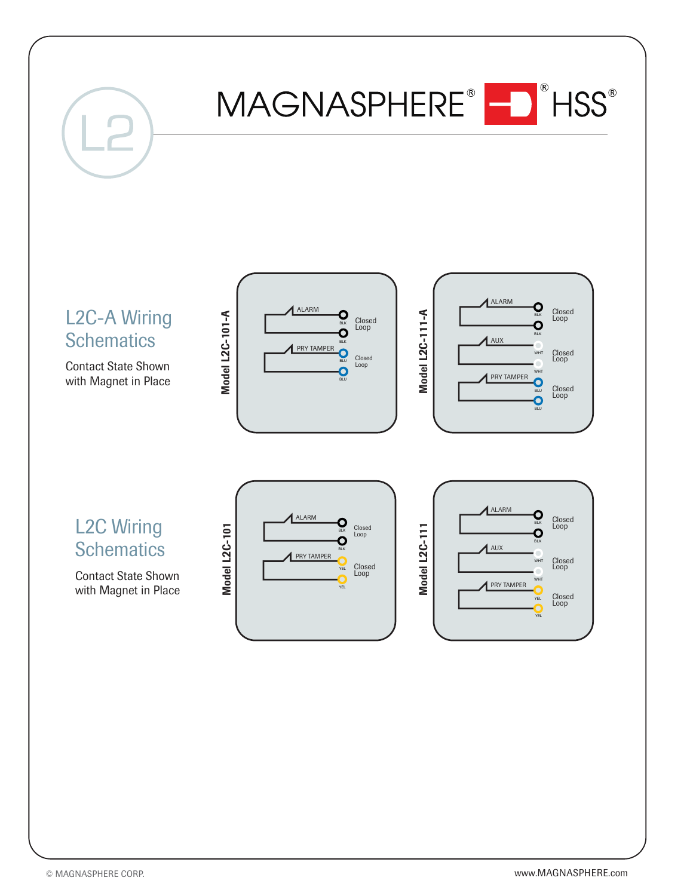L2

MAGNASPHERE® HSS®

## L2C-A Wiring Schematics

Contact State Shown with Magnet in Place

**Model L2C-101-A**

ALARM
BLK
BLK
Closed Loop
PRY TAMPER
BLU
BLU
Closed Loop

**Model L2C-111-A**

ALARM
BLK
BLK
Closed Loop
AUX
WHT
WHT
Closed Loop
PRY TAMPER
BLU
BLU
Closed Loop

## L2C Wiring Schematics

Contact State Shown with Magnet in Place

**Model L2C-101**

ALARM
BLK
BLK
Closed Loop
PRY TAMPER
YEL
YEL
Closed Loop

**Model L2C-111**

ALARM
BLK
BLK
Closed Loop
AUX
WHT
WHT
Closed Loop
PRY TAMPER
YEL
YEL
Closed Loop

© MAGNASPHERE CORP.

www.MAGNASPHERE.com